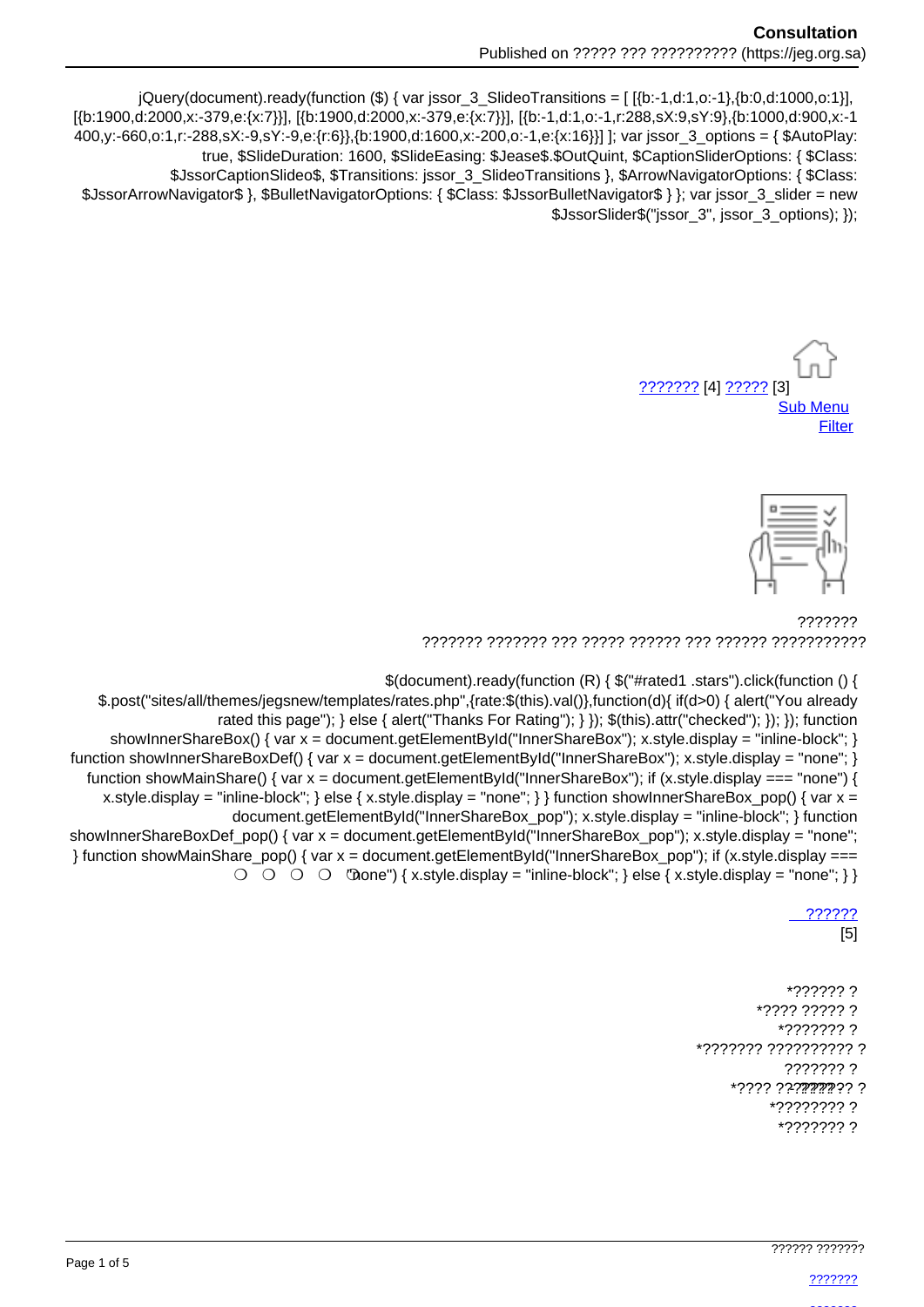jQuery(document).ready(function ($) { var jssor_3_SlideoTransitions = [ [{b:-1,d:1,o:-1},{b:0,d:1000,o:1}], [{b:1900,d:2000,x:-379,e:{x:7}}], [{b:1900,d:2000,x:-379,e:{x:7}}], [{b:-1,d:1,o:-1,r:288,sX:9,sY:9},{b:1000,d:900,x:-1400,y:-660,o:1,r:-288,sX:-9,sY:-9,e:{r:6}},{b:1900,d:1600,x:-200,o:-1,e:{x:16}}] ]; var jssor_3_options = { $AutoPlay: true, $SlideDuration: 1600, $SlideEasing: $Jease$.$OutQuint, $CaptionSliderOptions: { $Class: $JssorCaptionSlideo$, $Transitions: jssor_3_SlideoTransitions }, $ArrowNavigatorOptions: { $Class: $JssorArrowNavigator$ }, $BulletNavigatorOptions: { $Class: $JssorBulletNavigator$ } }; var jssor_3_slider = new $JssorSlider$("jssor_3", jssor_3_options); });

??????? [4] ????? [3]
Sub Menu
Filter

???????
??????? ??????? ??? ????? ?????? ??? ?????? ???????????

$(document).ready(function (R) { $("#rated1 .stars").click(function () { $.post("sites/all/themes/jegsnew/templates/rates.php",{rate:$(this).val()},function(d){ if(d>0) { alert("You already rated this page"); } else { alert("Thanks For Rating"); } }); $(this).attr("checked"); }); }); function showInnerShareBox() { var x = document.getElementById("InnerShareBox"); x.style.display = "inline-block"; } function showInnerShareBoxDef() { var x = document.getElementById("InnerShareBox"); x.style.display = "none"; } function showMainShare() { var x = document.getElementById("InnerShareBox"); if (x.style.display === "none") { x.style.display = "inline-block"; } else { x.style.display = "none"; } } function showInnerShareBox_pop() { var x = document.getElementById("InnerShareBox_pop"); x.style.display = "inline-block"; } function showInnerShareBoxDef_pop() { var x = document.getElementById("InnerShareBox_pop"); x.style.display = "none"; } function showMainShare_pop() { var x = document.getElementById("InnerShareBox_pop"); if (x.style.display === "none") { x.style.display = "inline-block"; } else { x.style.display = "none"; } }

?????? [5]

*?????? ?
*???? ????? ?
*??????? ?
*??????? ?????????? ?
??????? ?
*???? ????????? ?
*???????? ?
*??????? ?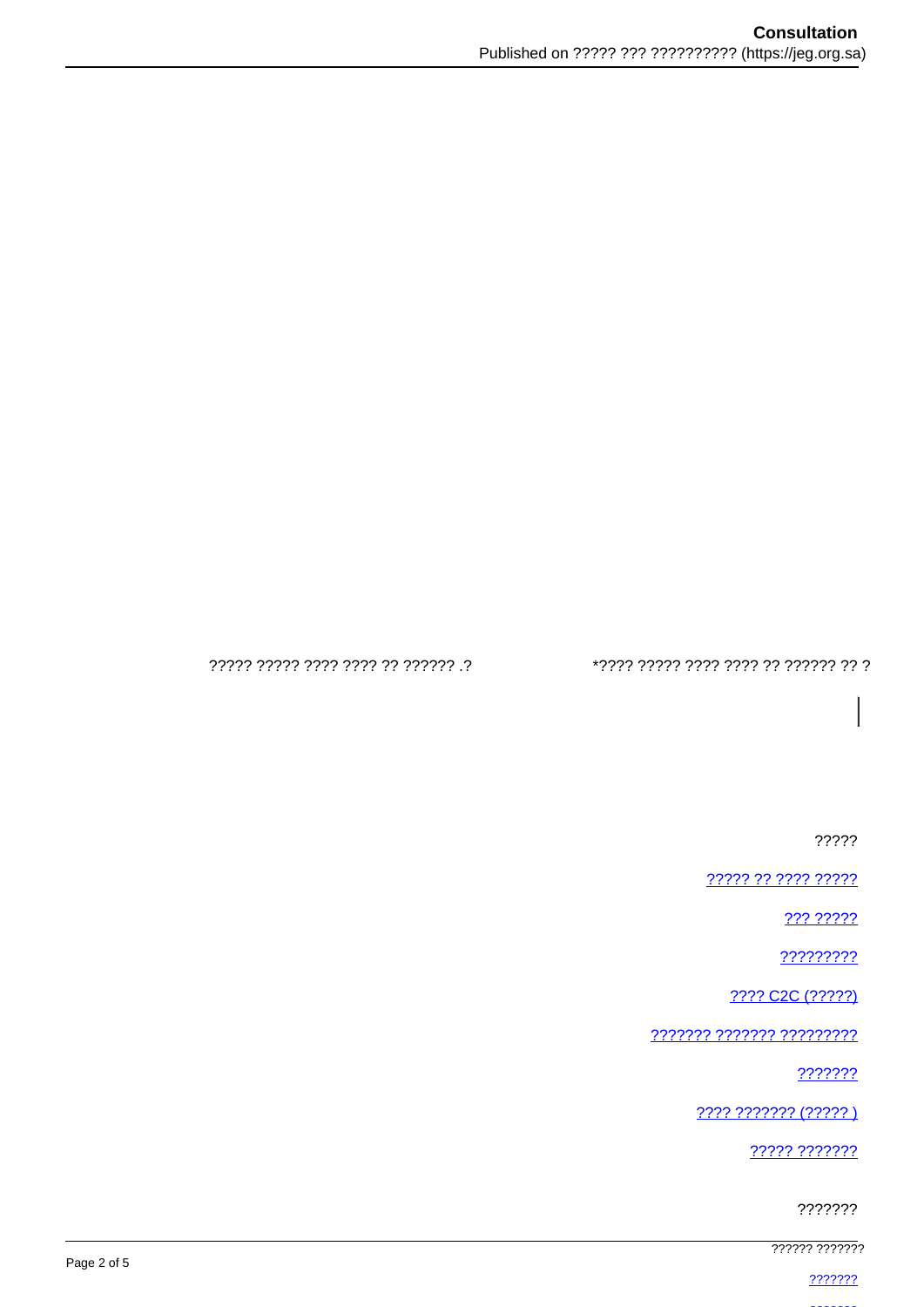?????? ????? ???? ???? ?? ?????? .?

*???? ????? ???? ???? ?? ?????? ?? ?

?????

[????? ?? ???? ?????]

[??? ?????]

[?????????]

[???? C2C (?????)]

[??????? ??????? ?????????]

[???????]

[???? ??????? (????? )]

[????? ???????]

???????

?????? ???????

[???????]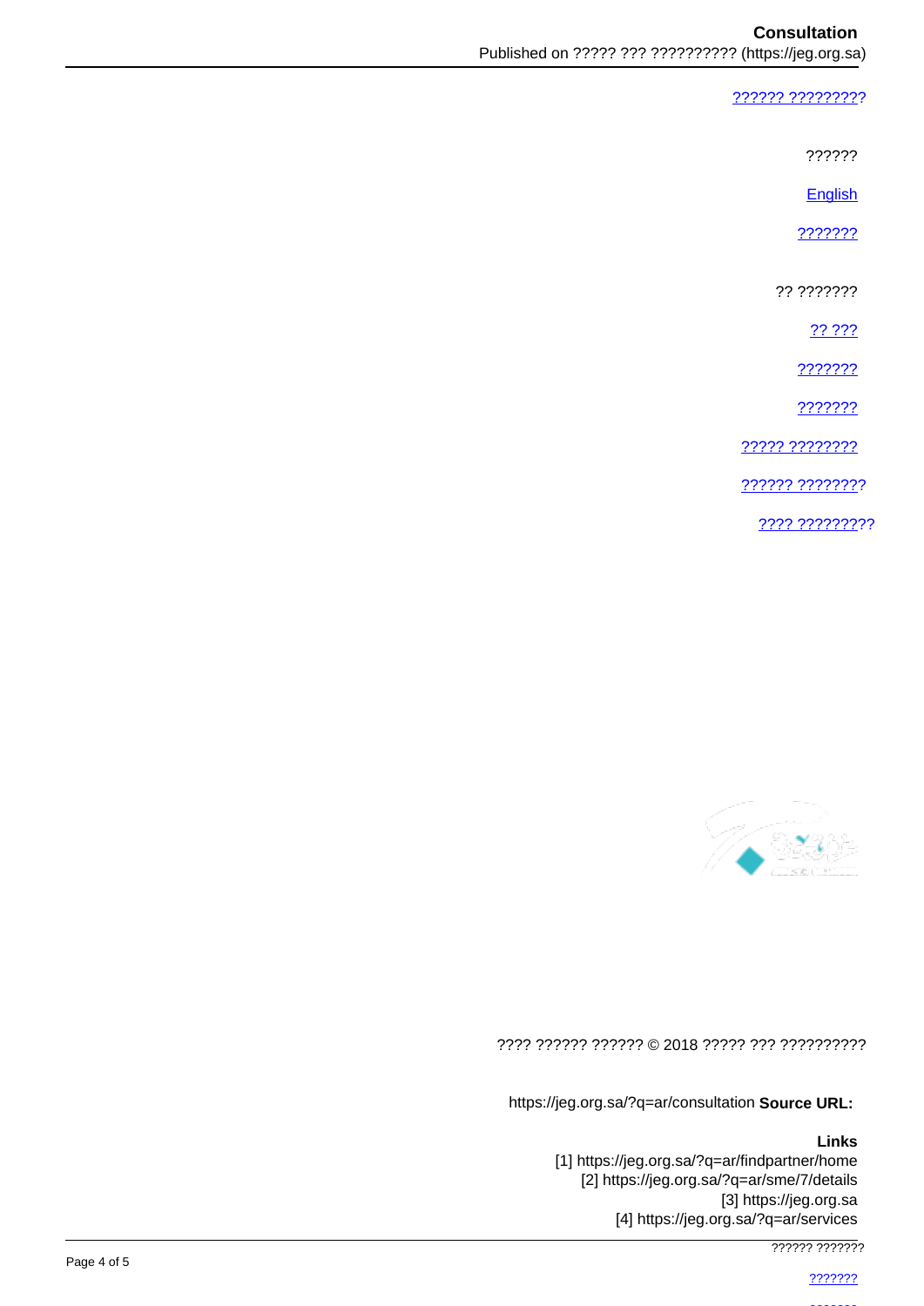[?????? ?????????]

??????

[English]

[???????]

?? ???????

[?? ???]

[???????]

[???????]

[????? ????????]

[?????? ????????]

[???? ?????????]

???? ?????? ?????? © 2018 ????? ??? ??????????

https://jeg.org.sa/?q=ar/consultation **Source URL:**

**Links**

[1] https://jeg.org.sa/?q=ar/findpartner/home
[2] https://jeg.org.sa/?q=ar/sme/7/details
[3] https://jeg.org.sa
[4] https://jeg.org.sa/?q=ar/services

?????? ???????

[???????]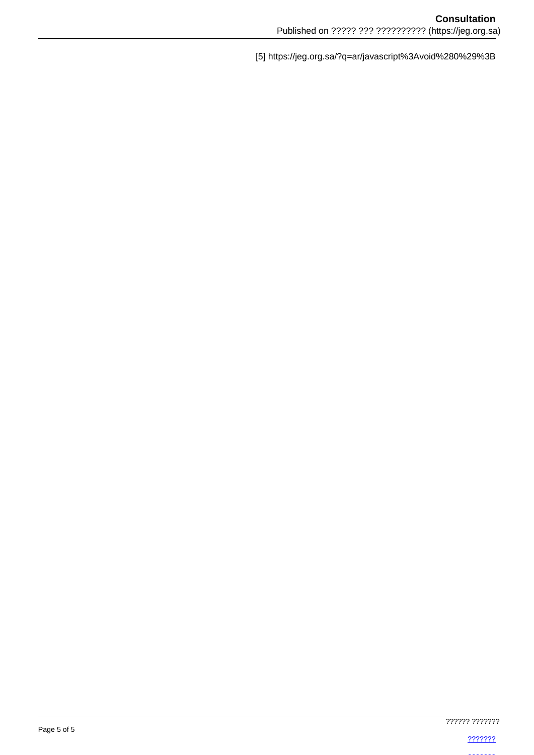[5] https://jeg.org.sa/?q=ar/javascript%3Avoid%280%29%3B